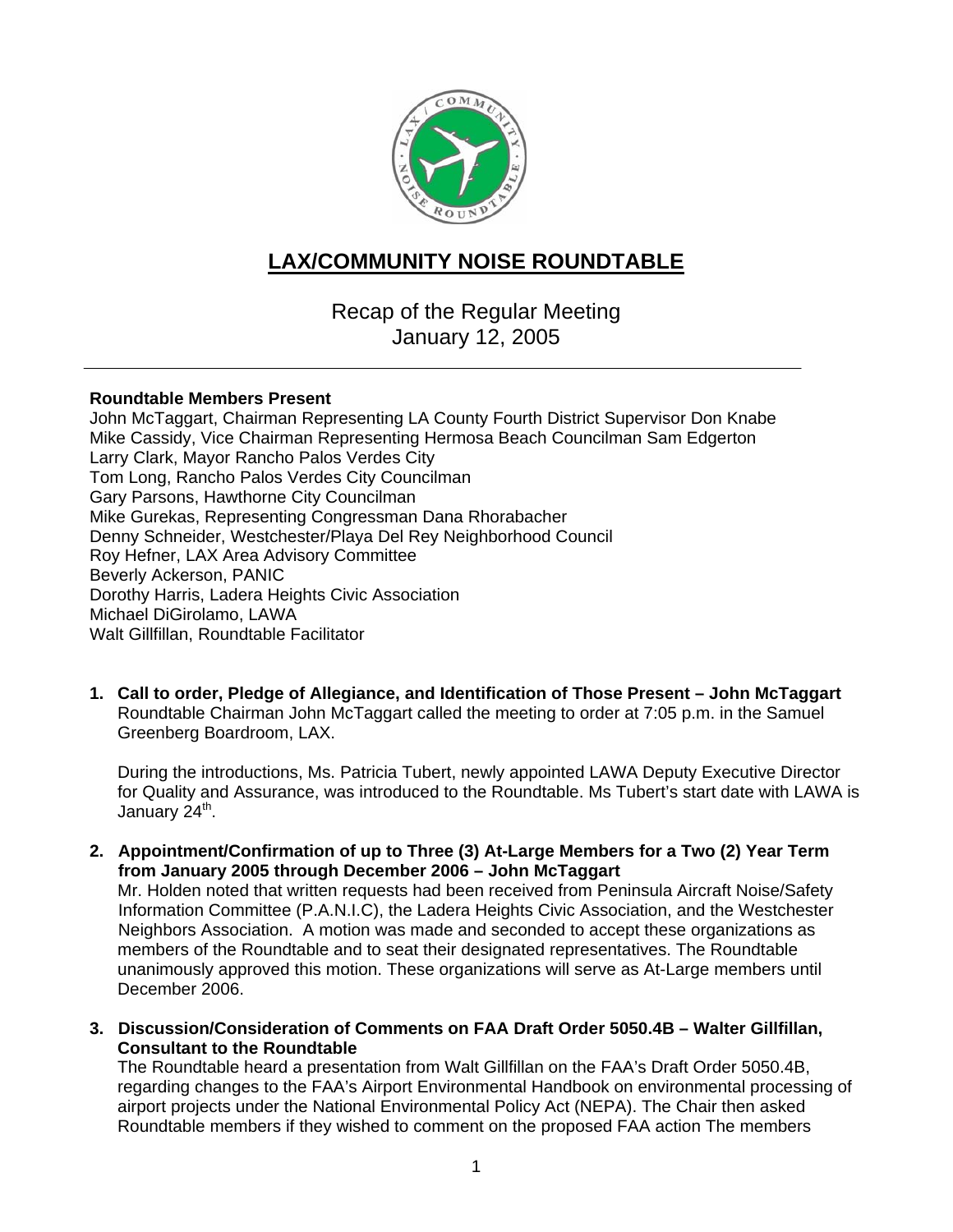# LAX/COMMUNITY NOISE ROUNDTABLE

Recap of the Regular Meeting
January 12, 2005

---

**Roundtable Members Present**
John McTaggart, Chairman Representing LA County Fourth District Supervisor Don Knabe
Mike Cassidy, Vice Chairman Representing Hermosa Beach Councilman Sam Edgerton
Larry Clark, Mayor Rancho Palos Verdes City
Tom Long, Rancho Palos Verdes City Councilman
Gary Parsons, Hawthorne City Councilman
Mike Gurekas, Representing Congressman Dana Rhorabacher
Denny Schneider, Westchester/Playa Del Rey Neighborhood Council
Roy Hefner, LAX Area Advisory Committee
Beverly Ackerson, PANIC
Dorothy Harris, Ladera Heights Civic Association
Michael DiGirolamo, LAWA
Walt Gillfillan, Roundtable Facilitator

1. **Call to order, Pledge of Allegiance, and Identification of Those Present – John McTaggart**
   Roundtable Chairman John McTaggart called the meeting to order at 7:05 p.m. in the Samuel Greenberg Boardroom, LAX.

   During the introductions, Ms. Patricia Tubert, newly appointed LAWA Deputy Executive Director for Quality and Assurance, was introduced to the Roundtable. Ms Tubert's start date with LAWA is January 24th.

2. **Appointment/Confirmation of up to Three (3) At-Large Members for a Two (2) Year Term from January 2005 through December 2006 – John McTaggart**
   Mr. Holden noted that written requests had been received from Peninsula Aircraft Noise/Safety Information Committee (P.A.N.I.C), the Ladera Heights Civic Association, and the Westchester Neighbors Association. A motion was made and seconded to accept these organizations as members of the Roundtable and to seat their designated representatives. The Roundtable unanimously approved this motion. These organizations will serve as At-Large members until December 2006.

3. **Discussion/Consideration of Comments on FAA Draft Order 5050.4B – Walter Gillfillan, Consultant to the Roundtable**
   The Roundtable heard a presentation from Walt Gillfillan on the FAA's Draft Order 5050.4B, regarding changes to the FAA's Airport Environmental Handbook on environmental processing of airport projects under the National Environmental Policy Act (NEPA). The Chair then asked Roundtable members if they wished to comment on the proposed FAA action The members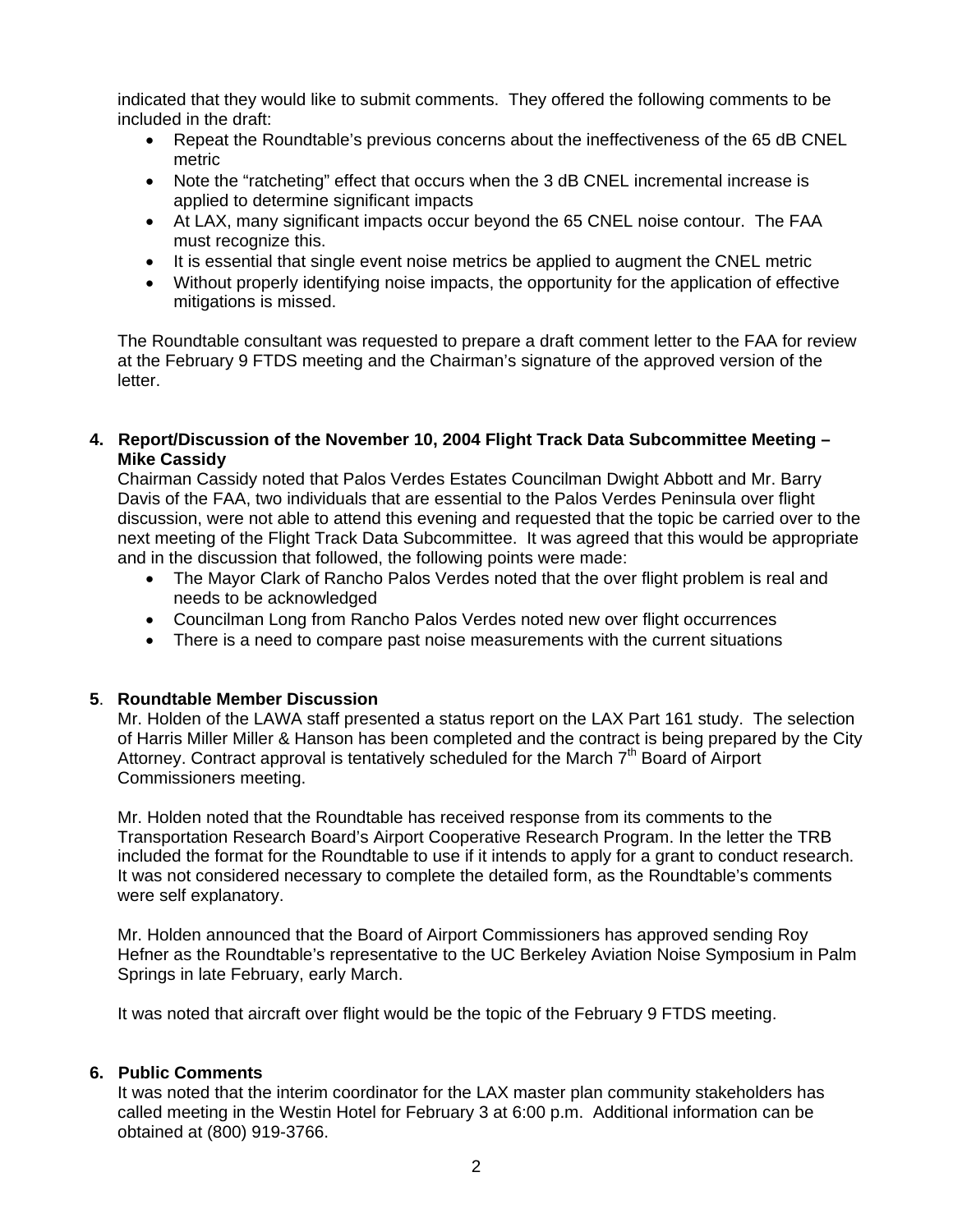indicated that they would like to submit comments. They offered the following comments to be included in the draft:

- Repeat the Roundtable's previous concerns about the ineffectiveness of the 65 dB CNEL metric
- Note the "ratcheting" effect that occurs when the 3 dB CNEL incremental increase is applied to determine significant impacts
- At LAX, many significant impacts occur beyond the 65 CNEL noise contour. The FAA must recognize this.
- It is essential that single event noise metrics be applied to augment the CNEL metric
- Without properly identifying noise impacts, the opportunity for the application of effective mitigations is missed.

The Roundtable consultant was requested to prepare a draft comment letter to the FAA for review at the February 9 FTDS meeting and the Chairman's signature of the approved version of the letter.

**4. Report/Discussion of the November 10, 2004 Flight Track Data Subcommittee Meeting – Mike Cassidy**

Chairman Cassidy noted that Palos Verdes Estates Councilman Dwight Abbott and Mr. Barry Davis of the FAA, two individuals that are essential to the Palos Verdes Peninsula over flight discussion, were not able to attend this evening and requested that the topic be carried over to the next meeting of the Flight Track Data Subcommittee. It was agreed that this would be appropriate and in the discussion that followed, the following points were made:

- The Mayor Clark of Rancho Palos Verdes noted that the over flight problem is real and needs to be acknowledged
- Councilman Long from Rancho Palos Verdes noted new over flight occurrences
- There is a need to compare past noise measurements with the current situations

**5. Roundtable Member Discussion**

Mr. Holden of the LAWA staff presented a status report on the LAX Part 161 study. The selection of Harris Miller Miller & Hanson has been completed and the contract is being prepared by the City Attorney. Contract approval is tentatively scheduled for the March 7th Board of Airport Commissioners meeting.

Mr. Holden noted that the Roundtable has received response from its comments to the Transportation Research Board's Airport Cooperative Research Program. In the letter the TRB included the format for the Roundtable to use if it intends to apply for a grant to conduct research. It was not considered necessary to complete the detailed form, as the Roundtable's comments were self explanatory.

Mr. Holden announced that the Board of Airport Commissioners has approved sending Roy Hefner as the Roundtable's representative to the UC Berkeley Aviation Noise Symposium in Palm Springs in late February, early March.

It was noted that aircraft over flight would be the topic of the February 9 FTDS meeting.

**6. Public Comments**

It was noted that the interim coordinator for the LAX master plan community stakeholders has called meeting in the Westin Hotel for February 3 at 6:00 p.m. Additional information can be obtained at (800) 919-3766.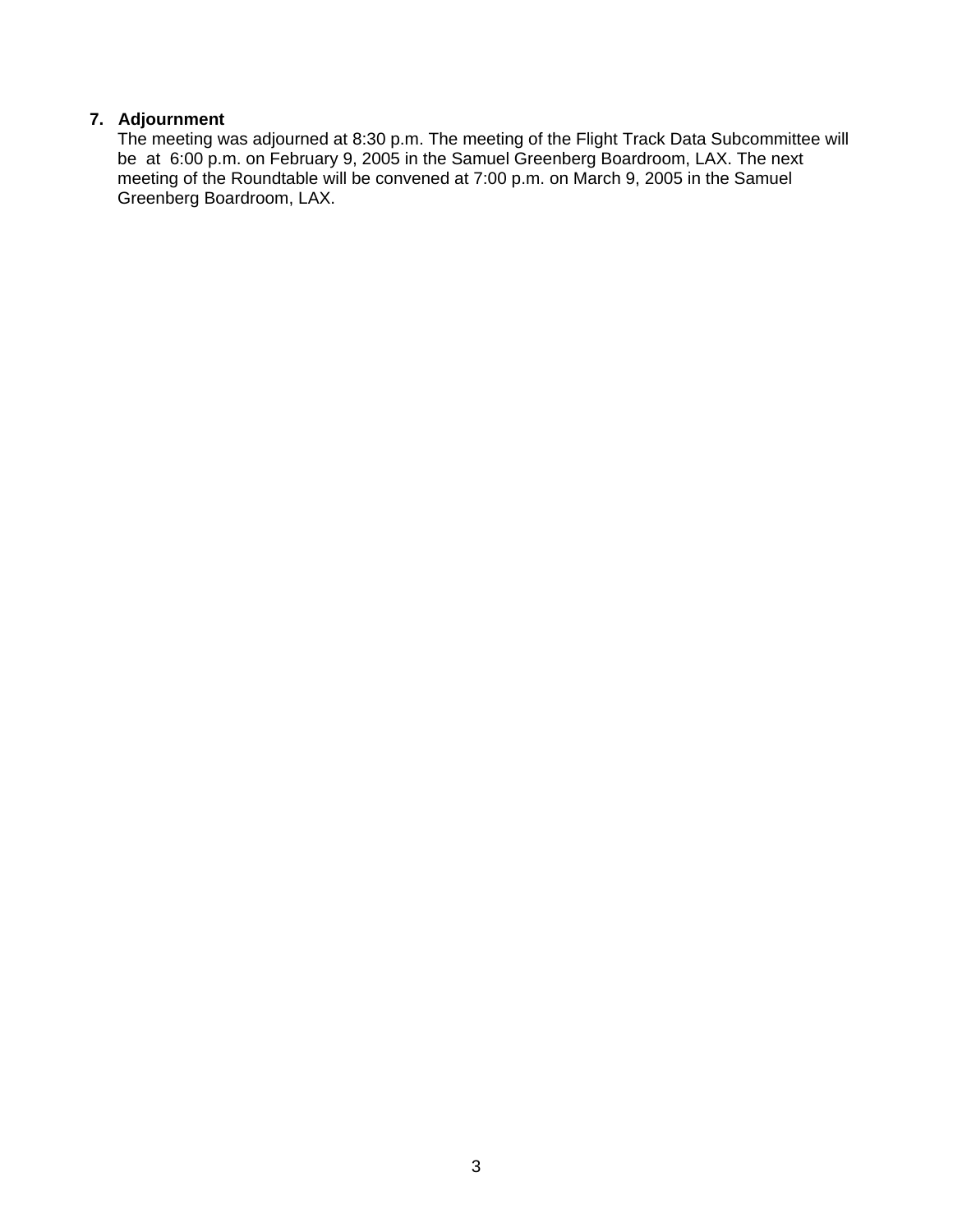7. **Adjournment**

The meeting was adjourned at 8:30 p.m. The meeting of the Flight Track Data Subcommittee will be at 6:00 p.m. on February 9, 2005 in the Samuel Greenberg Boardroom, LAX. The next meeting of the Roundtable will be convened at 7:00 p.m. on March 9, 2005 in the Samuel Greenberg Boardroom, LAX.